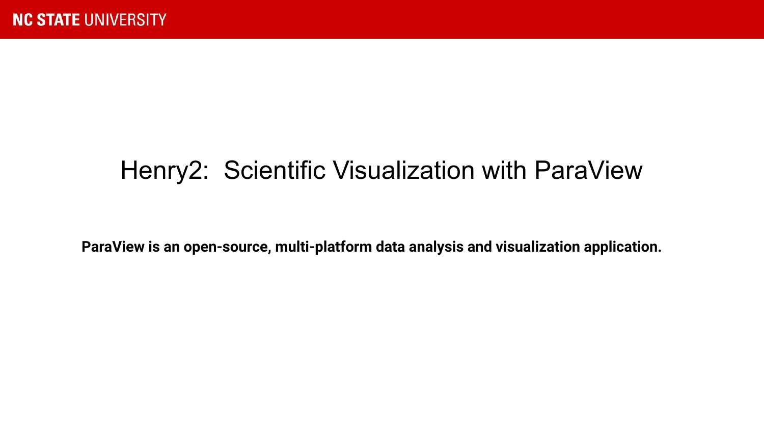# Henry2: Scientific Visualization with ParaView

**ParaView is an open-source, multi-platform data analysis and visualization application.**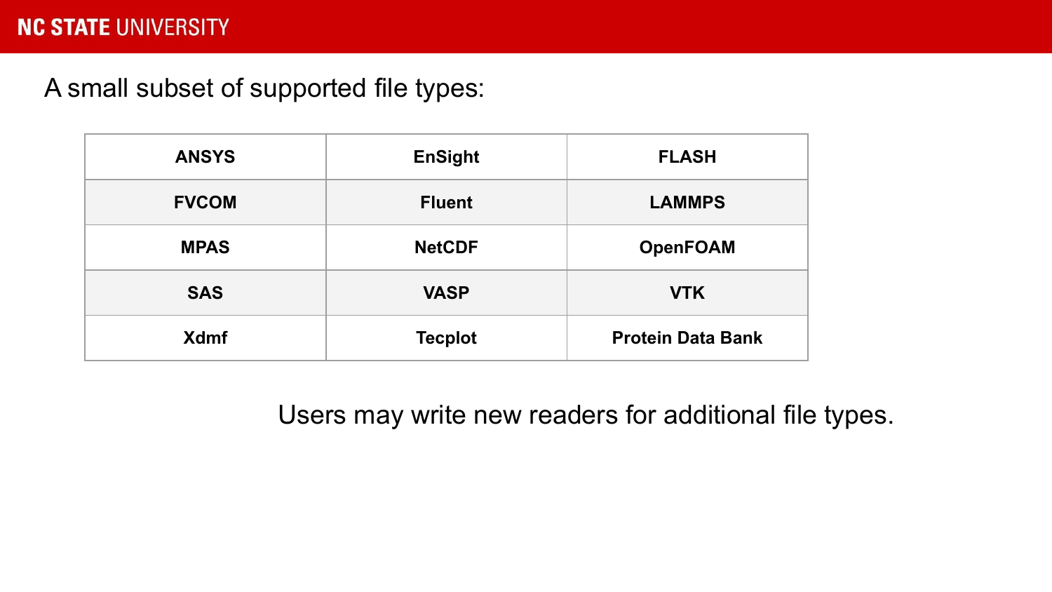A small subset of supported file types:

| | | |
|---|---|---|
| **ANSYS** | **EnSight** | **FLASH** |
| **FVCOM** | **Fluent** | **LAMMPS** |
| **MPAS** | **NetCDF** | **OpenFOAM** |
| **SAS** | **VASP** | **VTK** |
| **Xdmf** | **Tecplot** | **Protein Data Bank** |

Users may write new readers for additional file types.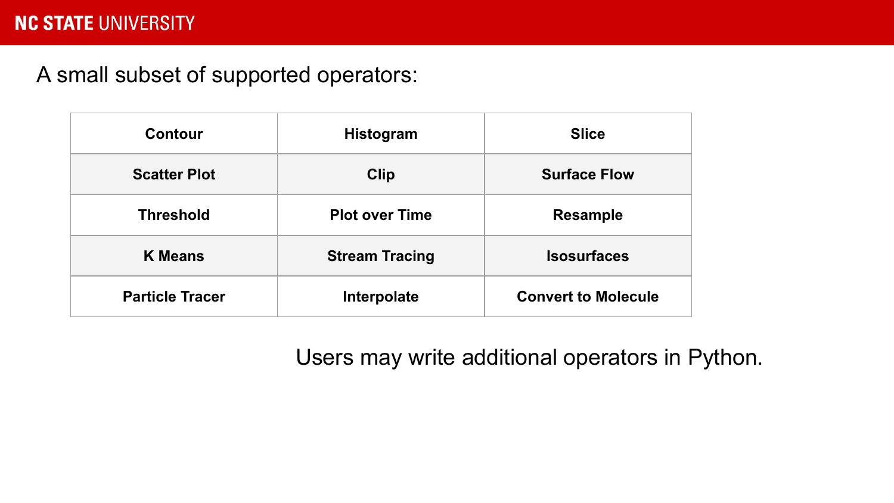A small subset of supported operators:

| Contour | Histogram | Slice |
|---|---|---|
| Scatter Plot | Clip | Surface Flow |
| Threshold | Plot over Time | Resample |
| K Means | Stream Tracing | Isosurfaces |
| Particle Tracer | Interpolate | Convert to Molecule |

Users may write additional operators in Python.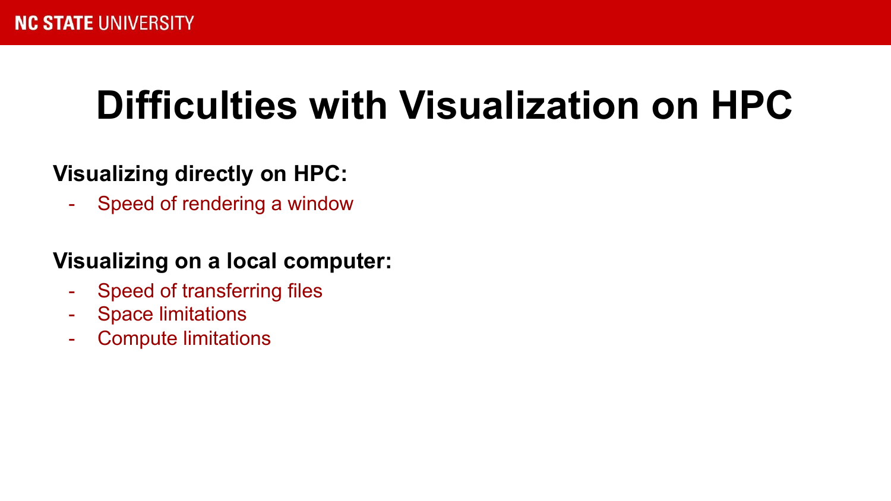# Difficulties with Visualization on HPC

**Visualizing directly on HPC:**

- Speed of rendering a window

**Visualizing on a local computer:**

- Speed of transferring files
- Space limitations
- Compute limitations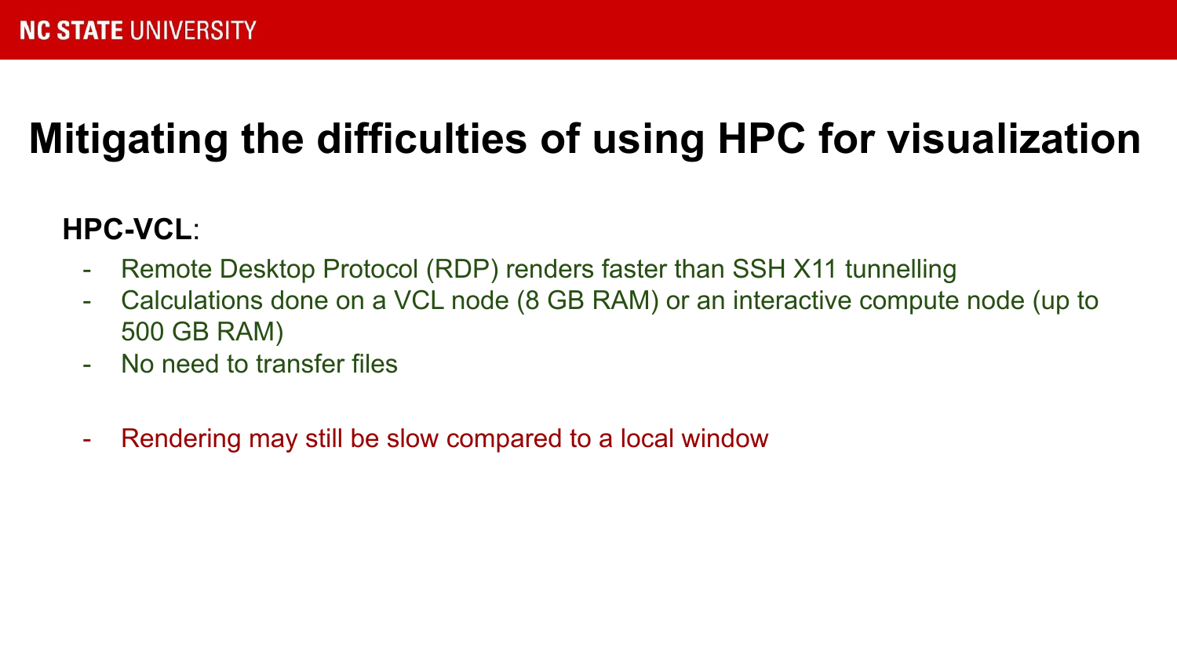# Mitigating the difficulties of using HPC for visualization

**HPC-VCL**:

- Remote Desktop Protocol (RDP) renders faster than SSH X11 tunnelling
- Calculations done on a VCL node (8 GB RAM) or an interactive compute node (up to 500 GB RAM)
- No need to transfer files

- Rendering may still be slow compared to a local window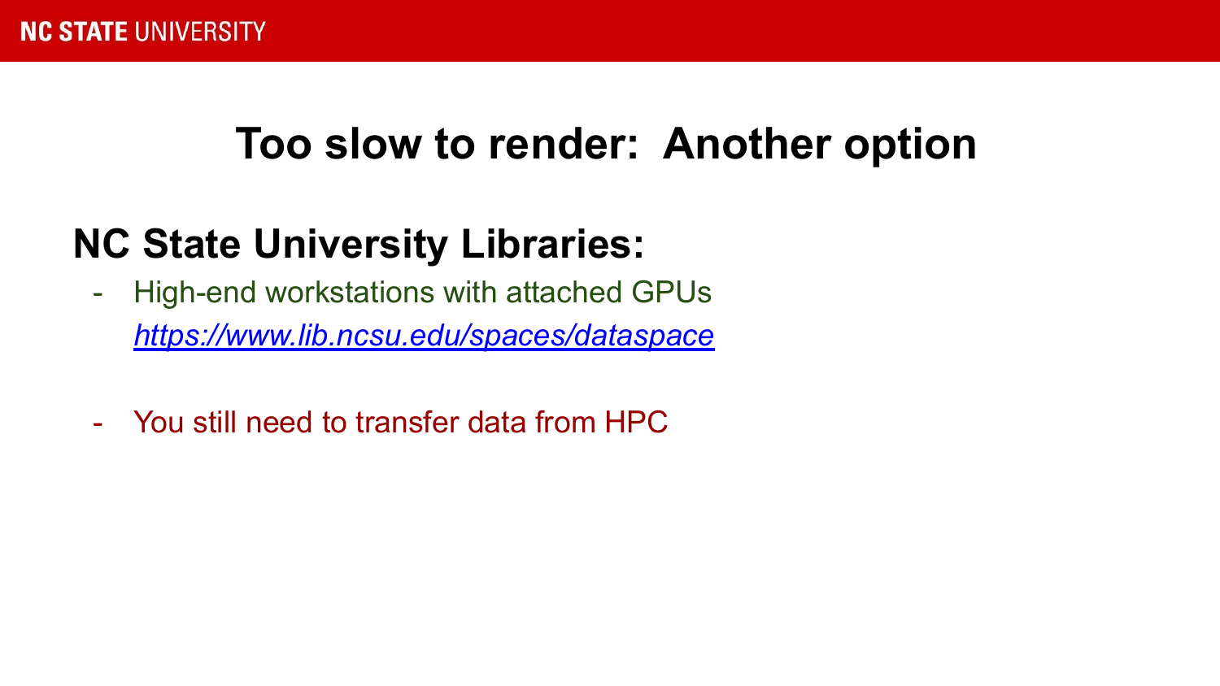# Too slow to render: Another option

## NC State University Libraries:

- High-end workstations with attached GPUs
  [https://www.lib.ncsu.edu/spaces/dataspace](https://www.lib.ncsu.edu/spaces/dataspace)

- You still need to transfer data from HPC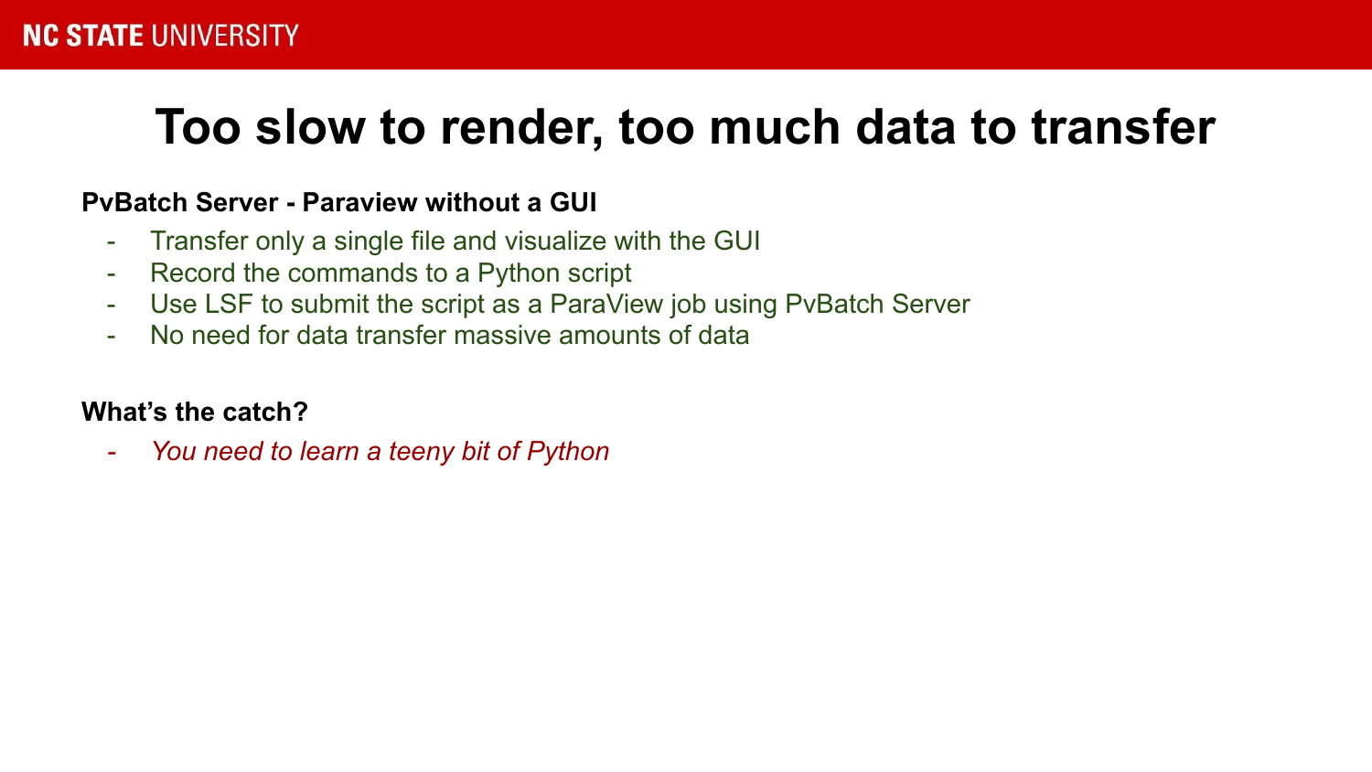# Too slow to render, too much data to transfer

**PvBatch Server - Paraview without a GUI**

- Transfer only a single file and visualize with the GUI
- Record the commands to a Python script
- Use LSF to submit the script as a ParaView job using PvBatch Server
- No need for data transfer massive amounts of data

**What's the catch?**

- *You need to learn a teeny bit of Python*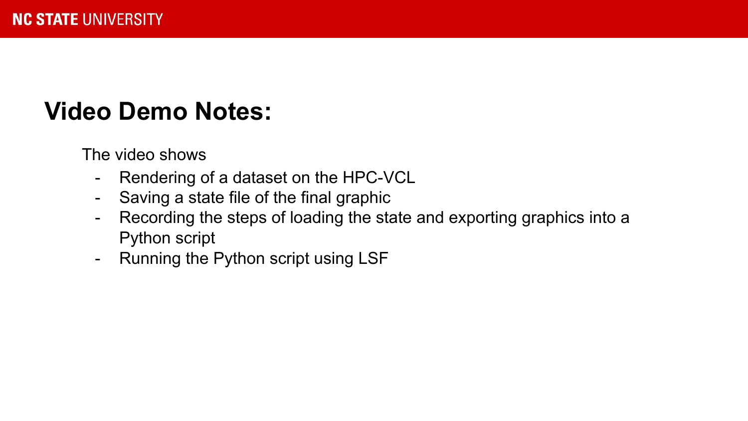## Video Demo Notes:

The video shows

- Rendering of a dataset on the HPC-VCL
- Saving a state file of the final graphic
- Recording the steps of loading the state and exporting graphics into a Python script
- Running the Python script using LSF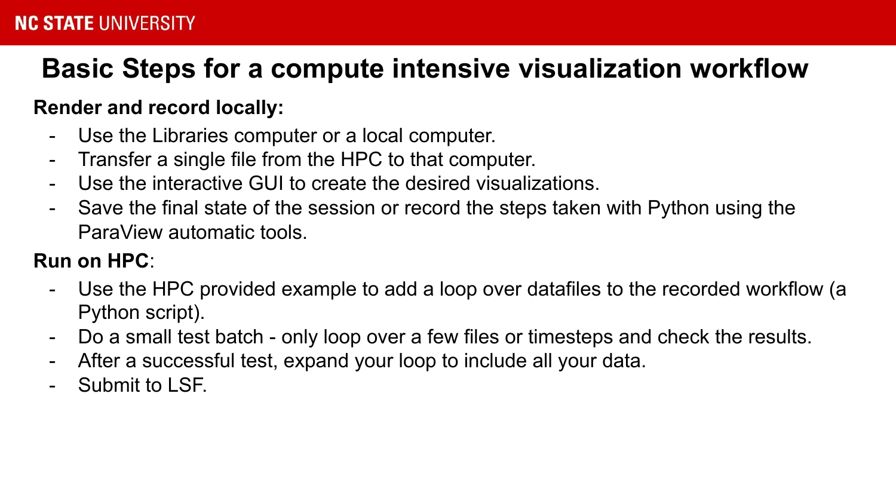# Basic Steps for a compute intensive visualization workflow

**Render and record locally:**

- Use the Libraries computer or a local computer.
- Transfer a single file from the HPC to that computer.
- Use the interactive GUI to create the desired visualizations.
- Save the final state of the session or record the steps taken with Python using the ParaView automatic tools.

**Run on HPC**:

- Use the HPC provided example to add a loop over datafiles to the recorded workflow (a Python script).
- Do a small test batch - only loop over a few files or timesteps and check the results.
- After a successful test, expand your loop to include all your data.
- Submit to LSF.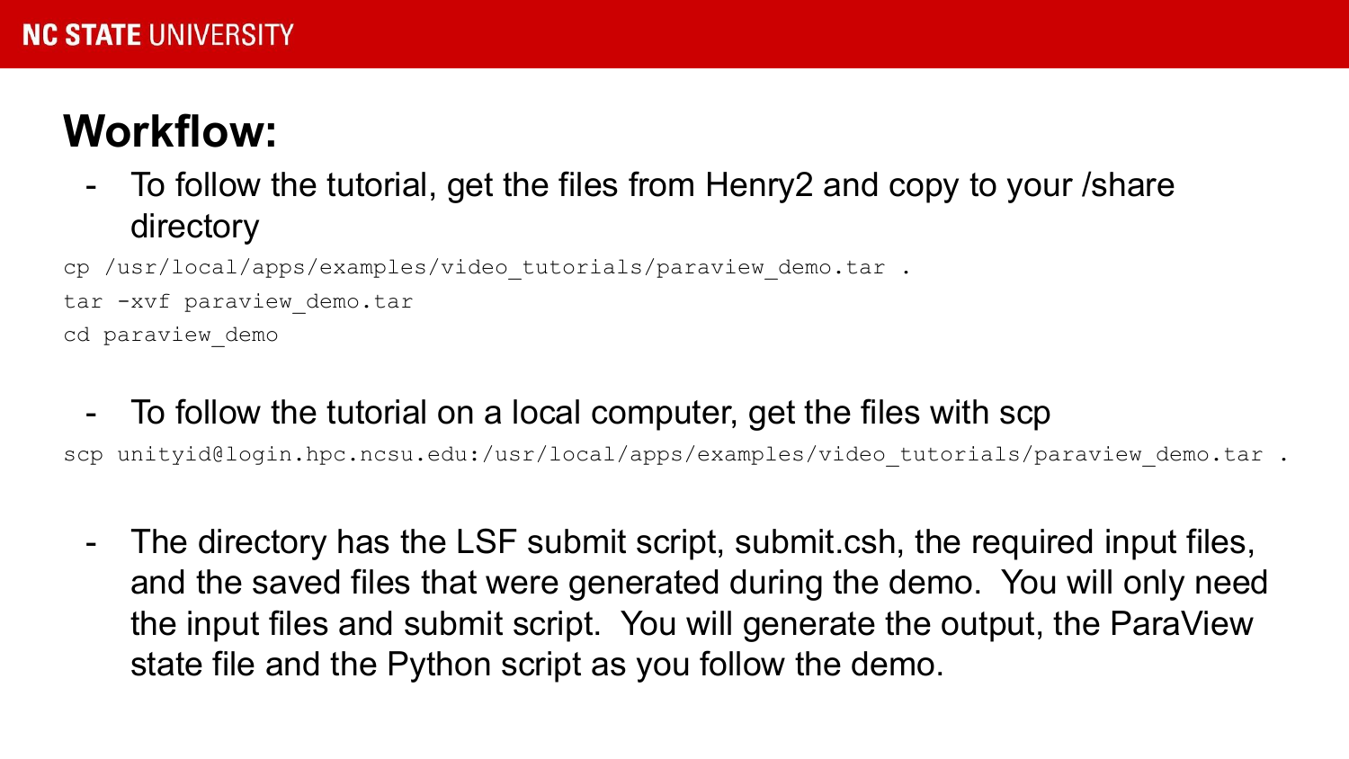# Workflow:

- To follow the tutorial, get the files from Henry2 and copy to your /share directory

```
cp /usr/local/apps/examples/video_tutorials/paraview_demo.tar .
tar -xvf paraview_demo.tar
cd paraview_demo
```

- To follow the tutorial on a local computer, get the files with scp

```
scp unityid@login.hpc.ncsu.edu:/usr/local/apps/examples/video_tutorials/paraview_demo.tar .
```

- The directory has the LSF submit script, submit.csh, the required input files, and the saved files that were generated during the demo. You will only need the input files and submit script. You will generate the output, the ParaView state file and the Python script as you follow the demo.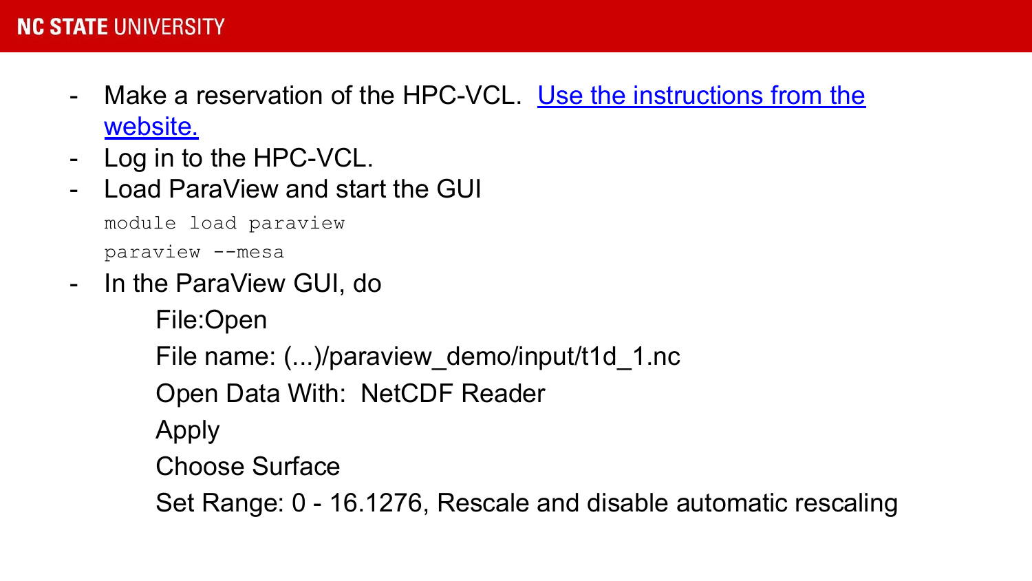- Make a reservation of the HPC-VCL. [Use the instructions from the website.]
- Log in to the HPC-VCL.
- Load ParaView and start the GUI

```
module load paraview
paraview --mesa
```

- In the ParaView GUI, do

  File:Open

  File name: (...)/paraview_demo/input/t1d_1.nc

  Open Data With: NetCDF Reader

  Apply

  Choose Surface

  Set Range: 0 - 16.1276, Rescale and disable automatic rescaling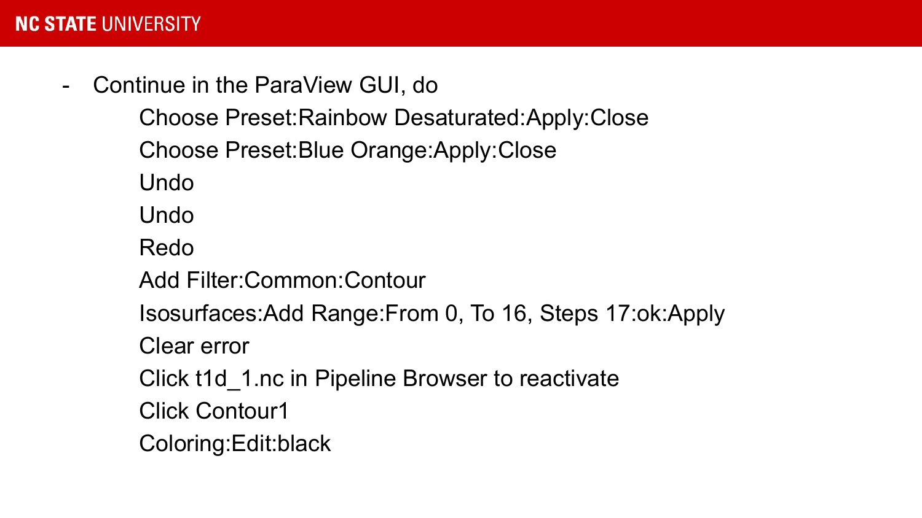- Continue in the ParaView GUI, do
  - Choose Preset:Rainbow Desaturated:Apply:Close
  - Choose Preset:Blue Orange:Apply:Close
  - Undo
  - Undo
  - Redo
  - Add Filter:Common:Contour
  - Isosurfaces:Add Range:From 0, To 16, Steps 17:ok:Apply
  - Clear error
  - Click t1d_1.nc in Pipeline Browser to reactivate
  - Click Contour1
  - Coloring:Edit:black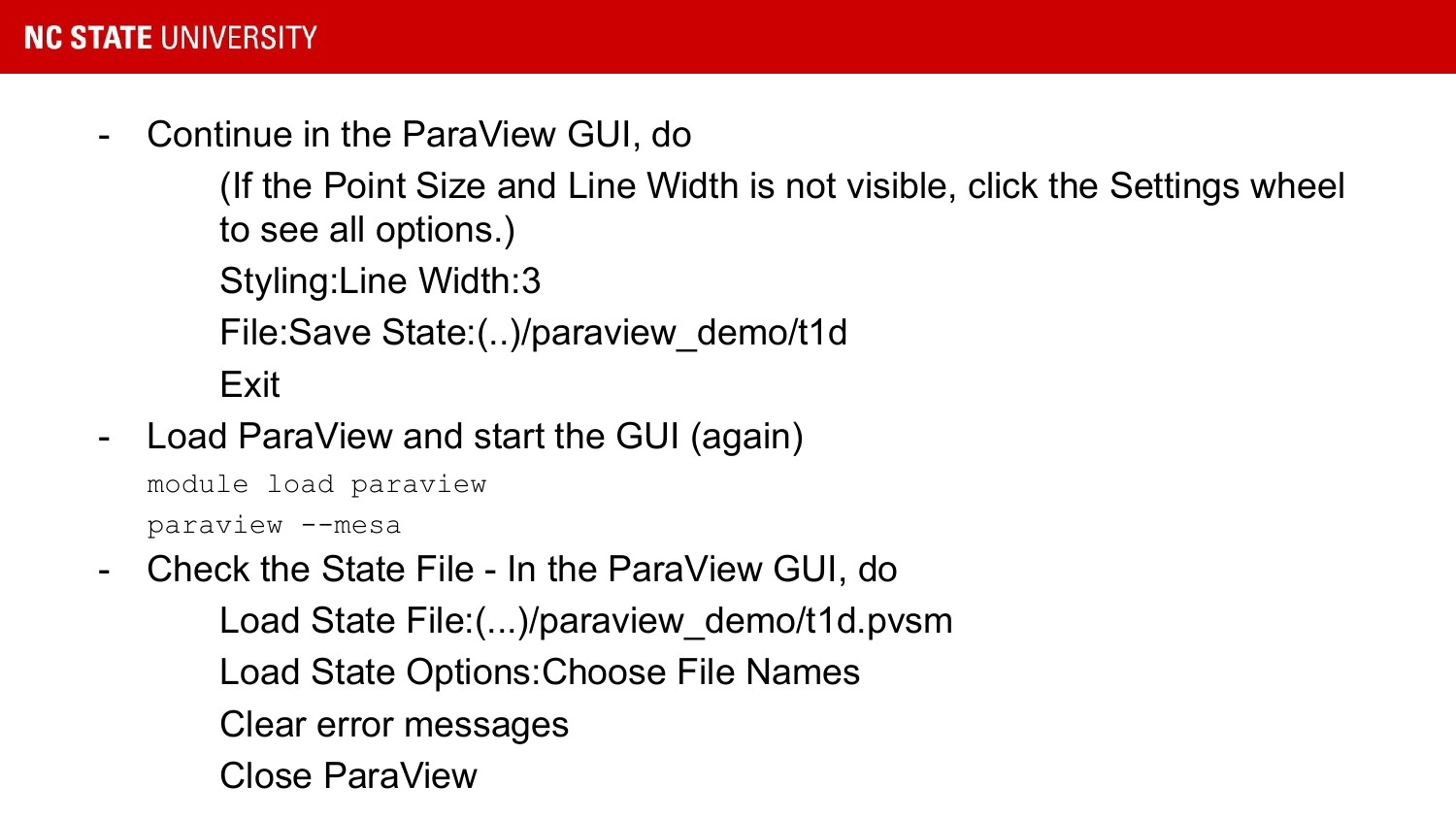- Continue in the ParaView GUI, do

  (If the Point Size and Line Width is not visible, click the Settings wheel to see all options.)

  Styling:Line Width:3

  File:Save State:(..)/paraview_demo/t1d

  Exit

- Load ParaView and start the GUI (again)

```
module load paraview
paraview --mesa
```

- Check the State File - In the ParaView GUI, do

  Load State File:(...)/paraview_demo/t1d.pvsm

  Load State Options:Choose File Names

  Clear error messages

  Close ParaView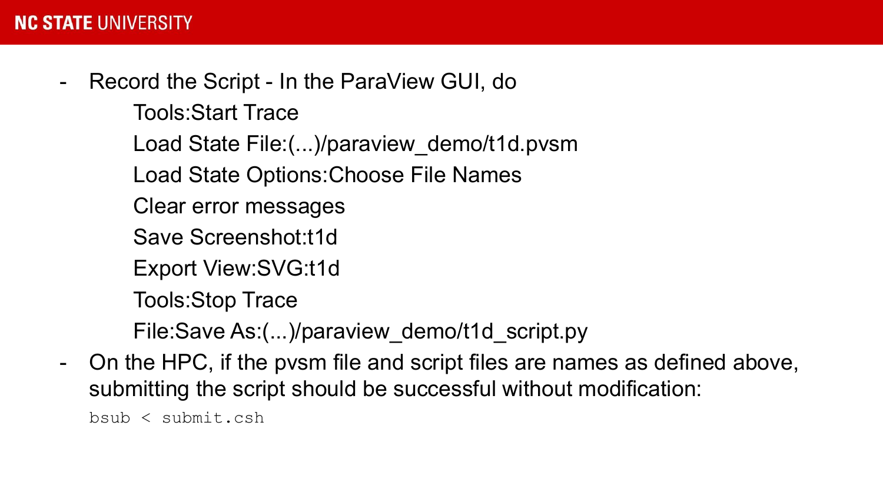- Record the Script - In the ParaView GUI, do

  Tools:Start Trace

  Load State File:(...)/paraview_demo/t1d.pvsm

  Load State Options:Choose File Names

  Clear error messages

  Save Screenshot:t1d

  Export View:SVG:t1d

  Tools:Stop Trace

  File:Save As:(...)/paraview_demo/t1d_script.py

- On the HPC, if the pvsm file and script files are names as defined above, submitting the script should be successful without modification:

```
bsub < submit.csh
```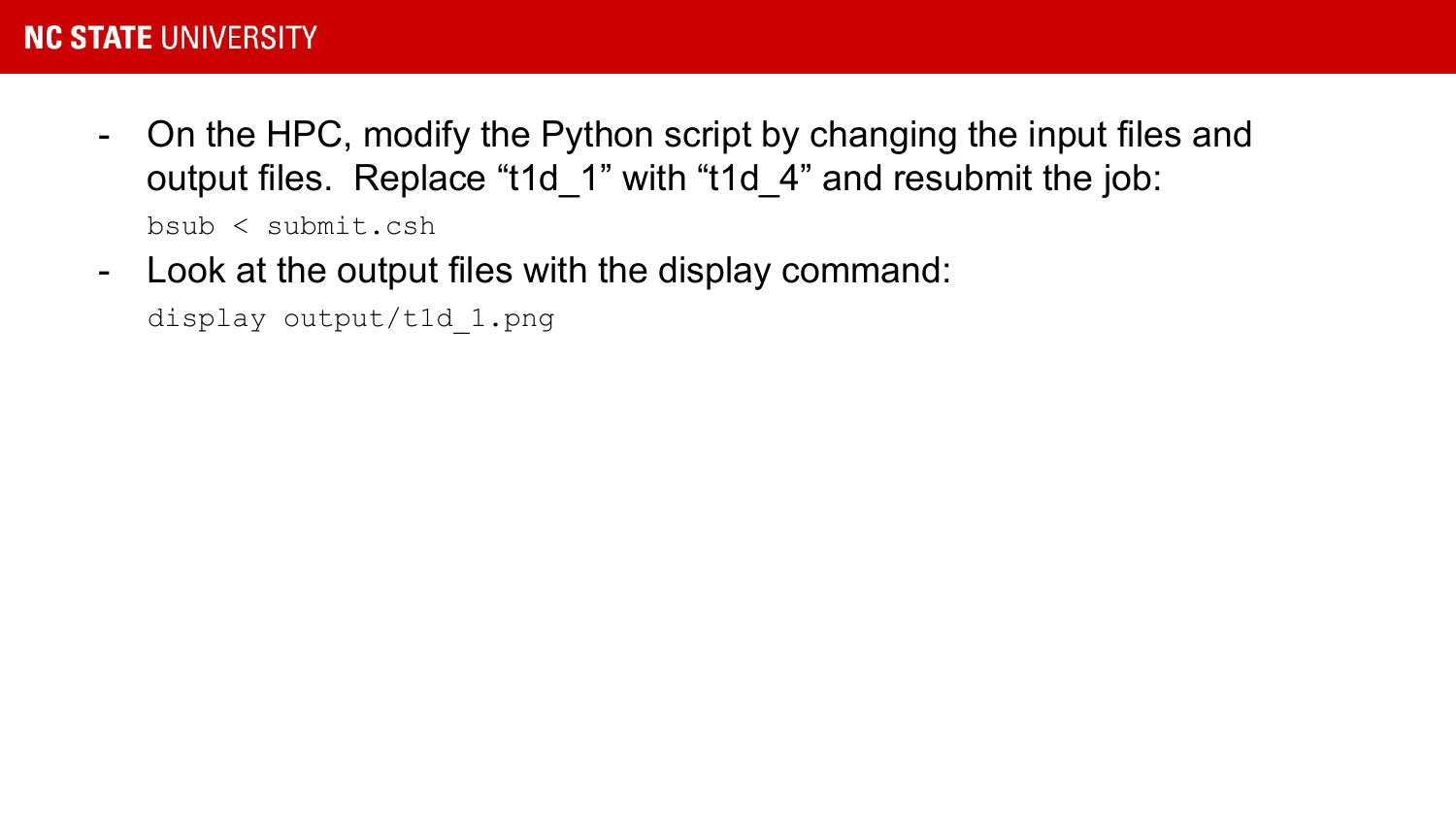- On the HPC, modify the Python script by changing the input files and output files. Replace “t1d_1” with “t1d_4” and resubmit the job:

  ```
  bsub < submit.csh
  ```

- Look at the output files with the display command:

  ```
  display output/t1d_1.png
  ```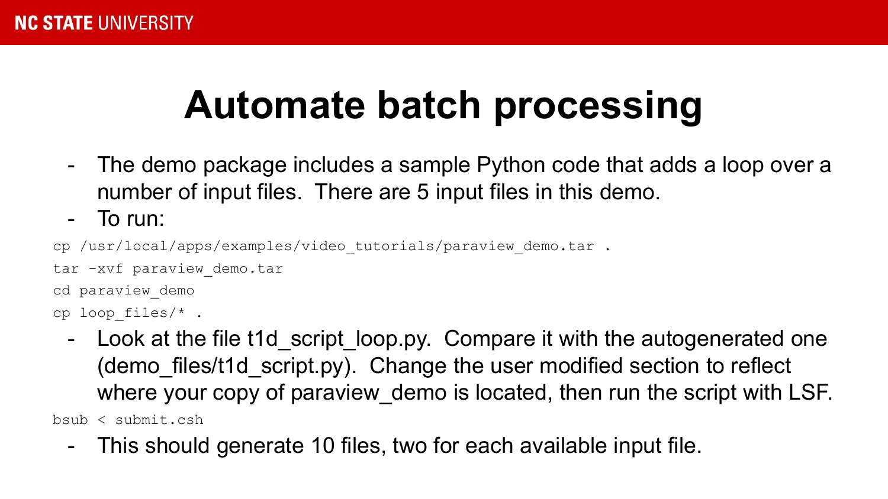# Automate batch processing

- The demo package includes a sample Python code that adds a loop over a number of input files. There are 5 input files in this demo.
- To run:

```
cp /usr/local/apps/examples/video_tutorials/paraview_demo.tar .
tar -xvf paraview_demo.tar
cd paraview_demo
cp loop_files/* .
```

- Look at the file t1d_script_loop.py. Compare it with the autogenerated one (demo_files/t1d_script.py). Change the user modified section to reflect where your copy of paraview_demo is located, then run the script with LSF.

```
bsub < submit.csh
```

- This should generate 10 files, two for each available input file.